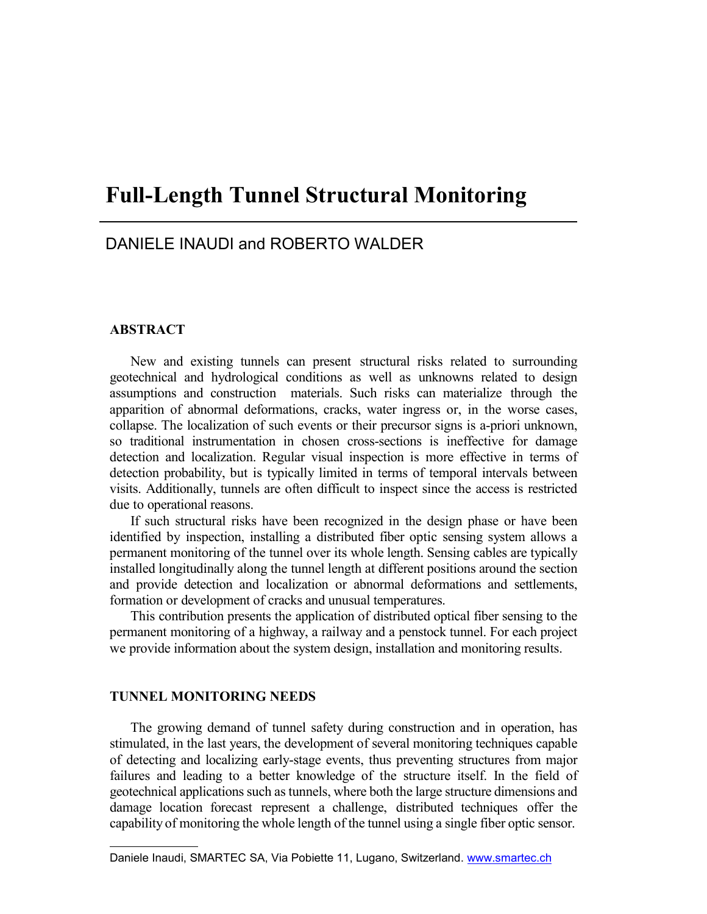# Full-Length Tunnel Structural Monitoring

DANIELE INAUDI and ROBERTO WALDER

## ABSTRACT

New and existing tunnels can present structural risks related to surrounding geotechnical and hydrological conditions as well as unknowns related to design assumptions and construction materials. Such risks can materialize through the apparition of abnormal deformations, cracks, water ingress or, in the worse cases, collapse. The localization of such events or their precursor signs is a-priori unknown, so traditional instrumentation in chosen cross-sections is ineffective for damage detection and localization. Regular visual inspection is more effective in terms of detection probability, but is typically limited in terms of temporal intervals between visits. Additionally, tunnels are often difficult to inspect since the access is restricted due to operational reasons.

If such structural risks have been recognized in the design phase or have been identified by inspection, installing a distributed fiber optic sensing system allows a permanent monitoring of the tunnel over its whole length. Sensing cables are typically installed longitudinally along the tunnel length at different positions around the section and provide detection and localization or abnormal deformations and settlements, formation or development of cracks and unusual temperatures.

This contribution presents the application of distributed optical fiber sensing to the permanent monitoring of a highway, a railway and a penstock tunnel. For each project we provide information about the system design, installation and monitoring results.

## TUNNEL MONITORING NEEDS

The growing demand of tunnel safety during construction and in operation, has stimulated, in the last years, the development of several monitoring techniques capable of detecting and localizing early-stage events, thus preventing structures from major failures and leading to a better knowledge of the structure itself. In the field of geotechnical applications such as tunnels, where both the large structure dimensions and damage location forecast represent a challenge, distributed techniques offer the capability of monitoring the whole length of the tunnel using a single fiber optic sensor.

---

Daniele Inaudi, SMARTEC SA, Via Pobiette 11, Lugano, Switzerland. www.smartec.ch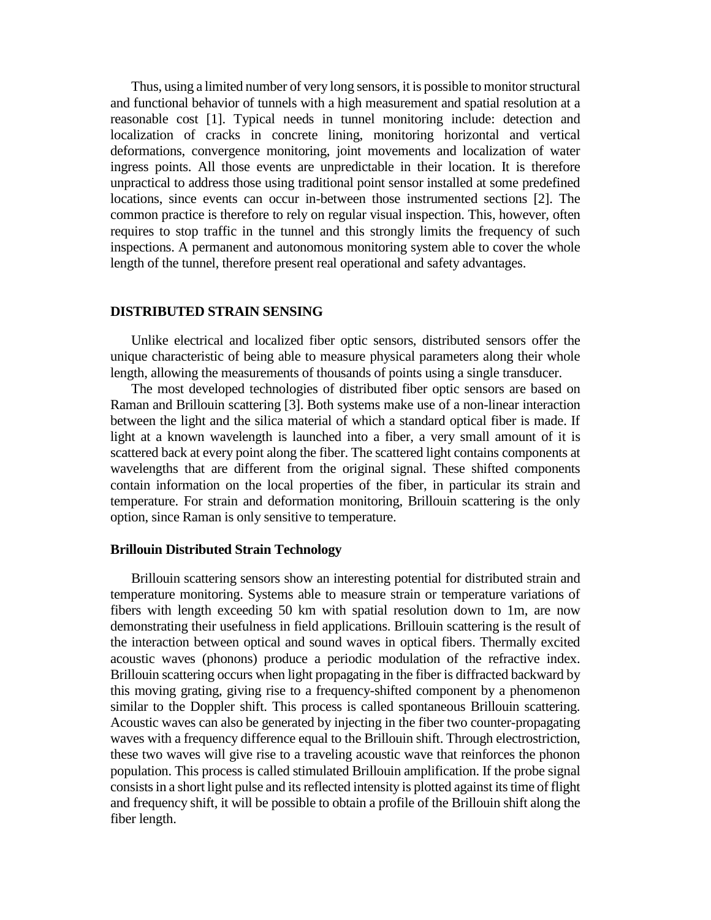Thus, using a limited number of very long sensors, it is possible to monitor structural and functional behavior of tunnels with a high measurement and spatial resolution at a reasonable cost [1]. Typical needs in tunnel monitoring include: detection and localization of cracks in concrete lining, monitoring horizontal and vertical deformations, convergence monitoring, joint movements and localization of water ingress points. All those events are unpredictable in their location. It is therefore unpractical to address those using traditional point sensor installed at some predefined locations, since events can occur in-between those instrumented sections [2]. The common practice is therefore to rely on regular visual inspection. This, however, often requires to stop traffic in the tunnel and this strongly limits the frequency of such inspections. A permanent and autonomous monitoring system able to cover the whole length of the tunnel, therefore present real operational and safety advantages.

## DISTRIBUTED STRAIN SENSING

Unlike electrical and localized fiber optic sensors, distributed sensors offer the unique characteristic of being able to measure physical parameters along their whole length, allowing the measurements of thousands of points using a single transducer.

The most developed technologies of distributed fiber optic sensors are based on Raman and Brillouin scattering [3]. Both systems make use of a non-linear interaction between the light and the silica material of which a standard optical fiber is made. If light at a known wavelength is launched into a fiber, a very small amount of it is scattered back at every point along the fiber. The scattered light contains components at wavelengths that are different from the original signal. These shifted components contain information on the local properties of the fiber, in particular its strain and temperature. For strain and deformation monitoring, Brillouin scattering is the only option, since Raman is only sensitive to temperature.

### Brillouin Distributed Strain Technology

Brillouin scattering sensors show an interesting potential for distributed strain and temperature monitoring. Systems able to measure strain or temperature variations of fibers with length exceeding 50 km with spatial resolution down to 1m, are now demonstrating their usefulness in field applications. Brillouin scattering is the result of the interaction between optical and sound waves in optical fibers. Thermally excited acoustic waves (phonons) produce a periodic modulation of the refractive index. Brillouin scattering occurs when light propagating in the fiber is diffracted backward by this moving grating, giving rise to a frequency-shifted component by a phenomenon similar to the Doppler shift. This process is called spontaneous Brillouin scattering. Acoustic waves can also be generated by injecting in the fiber two counter-propagating waves with a frequency difference equal to the Brillouin shift. Through electrostriction, these two waves will give rise to a traveling acoustic wave that reinforces the phonon population. This process is called stimulated Brillouin amplification. If the probe signal consists in a short light pulse and its reflected intensity is plotted against its time of flight and frequency shift, it will be possible to obtain a profile of the Brillouin shift along the fiber length.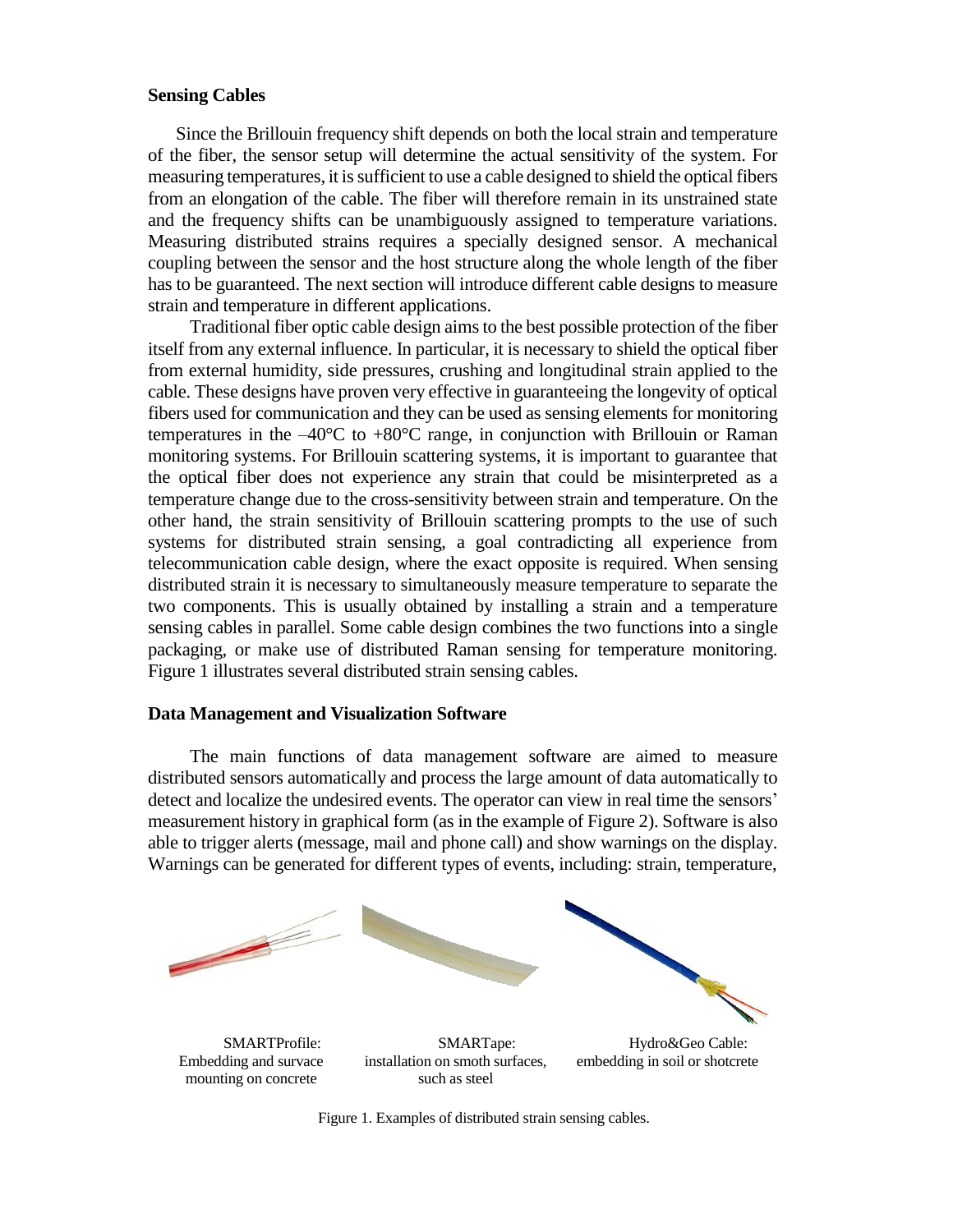## Sensing Cables

Since the Brillouin frequency shift depends on both the local strain and temperature of the fiber, the sensor setup will determine the actual sensitivity of the system. For measuring temperatures, it is sufficient to use a cable designed to shield the optical fibers from an elongation of the cable. The fiber will therefore remain in its unstrained state and the frequency shifts can be unambiguously assigned to temperature variations. Measuring distributed strains requires a specially designed sensor. A mechanical coupling between the sensor and the host structure along the whole length of the fiber has to be guaranteed. The next section will introduce different cable designs to measure strain and temperature in different applications.

Traditional fiber optic cable design aims to the best possible protection of the fiber itself from any external influence. In particular, it is necessary to shield the optical fiber from external humidity, side pressures, crushing and longitudinal strain applied to the cable. These designs have proven very effective in guaranteeing the longevity of optical fibers used for communication and they can be used as sensing elements for monitoring temperatures in the –40°C to +80°C range, in conjunction with Brillouin or Raman monitoring systems. For Brillouin scattering systems, it is important to guarantee that the optical fiber does not experience any strain that could be misinterpreted as a temperature change due to the cross-sensitivity between strain and temperature. On the other hand, the strain sensitivity of Brillouin scattering prompts to the use of such systems for distributed strain sensing, a goal contradicting all experience from telecommunication cable design, where the exact opposite is required. When sensing distributed strain it is necessary to simultaneously measure temperature to separate the two components. This is usually obtained by installing a strain and a temperature sensing cables in parallel. Some cable design combines the two functions into a single packaging, or make use of distributed Raman sensing for temperature monitoring. Figure 1 illustrates several distributed strain sensing cables.

## Data Management and Visualization Software

The main functions of data management software are aimed to measure distributed sensors automatically and process the large amount of data automatically to detect and localize the undesired events. The operator can view in real time the sensors' measurement history in graphical form (as in the example of Figure 2). Software is also able to trigger alerts (message, mail and phone call) and show warnings on the display. Warnings can be generated for different types of events, including: strain, temperature,

SMARTProfile: Embedding and survace mounting on concrete

SMARTape: installation on smoth surfaces, such as steel

Hydro&Geo Cable: embedding in soil or shotcrete

Figure 1. Examples of distributed strain sensing cables.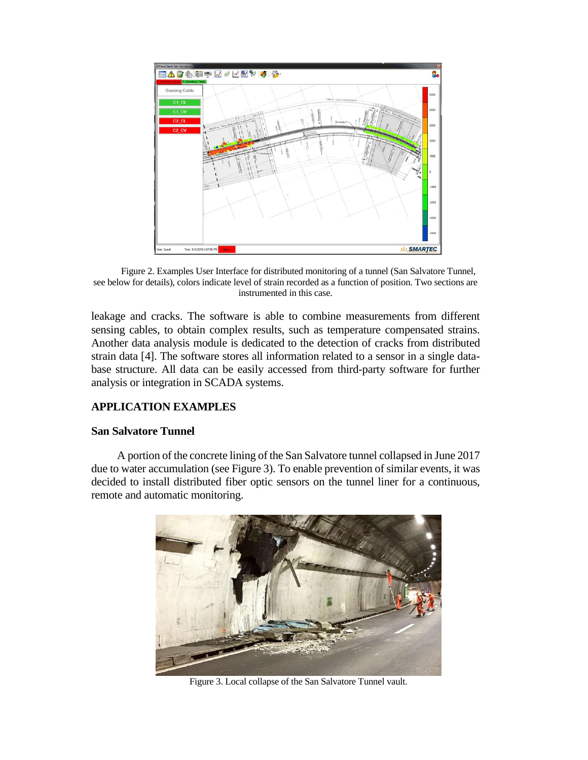Figure 2. Examples User Interface for distributed monitoring of a tunnel (San Salvatore Tunnel, see below for details), colors indicate level of strain recorded as a function of position. Two sections are instrumented in this case.

leakage and cracks. The software is able to combine measurements from different sensing cables, to obtain complex results, such as temperature compensated strains. Another data analysis module is dedicated to the detection of cracks from distributed strain data [4]. The software stores all information related to a sensor in a single database structure. All data can be easily accessed from third-party software for further analysis or integration in SCADA systems.

## APPLICATION EXAMPLES

### San Salvatore Tunnel

A portion of the concrete lining of the San Salvatore tunnel collapsed in June 2017 due to water accumulation (see Figure 3). To enable prevention of similar events, it was decided to install distributed fiber optic sensors on the tunnel liner for a continuous, remote and automatic monitoring.

Figure 3. Local collapse of the San Salvatore Tunnel vault.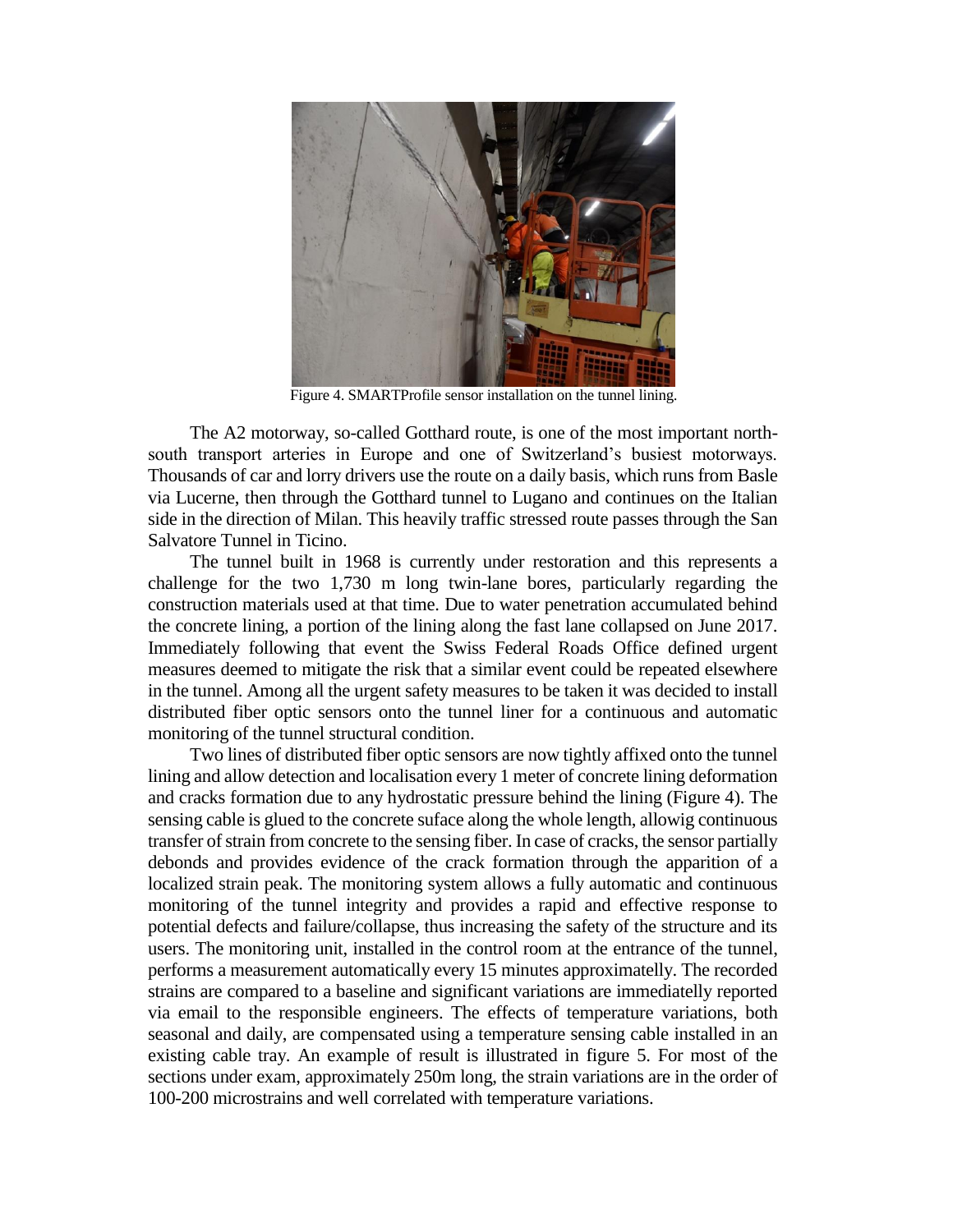Figure 4. SMARTProfile sensor installation on the tunnel lining.

The A2 motorway, so-called Gotthard route, is one of the most important north-south transport arteries in Europe and one of Switzerland's busiest motorways. Thousands of car and lorry drivers use the route on a daily basis, which runs from Basle via Lucerne, then through the Gotthard tunnel to Lugano and continues on the Italian side in the direction of Milan. This heavily traffic stressed route passes through the San Salvatore Tunnel in Ticino.

The tunnel built in 1968 is currently under restoration and this represents a challenge for the two 1,730 m long twin-lane bores, particularly regarding the construction materials used at that time. Due to water penetration accumulated behind the concrete lining, a portion of the lining along the fast lane collapsed on June 2017. Immediately following that event the Swiss Federal Roads Office defined urgent measures deemed to mitigate the risk that a similar event could be repeated elsewhere in the tunnel. Among all the urgent safety measures to be taken it was decided to install distributed fiber optic sensors onto the tunnel liner for a continuous and automatic monitoring of the tunnel structural condition.

Two lines of distributed fiber optic sensors are now tightly affixed onto the tunnel lining and allow detection and localisation every 1 meter of concrete lining deformation and cracks formation due to any hydrostatic pressure behind the lining (Figure 4). The sensing cable is glued to the concrete suface along the whole length, allowig continuous transfer of strain from concrete to the sensing fiber. In case of cracks, the sensor partially debonds and provides evidence of the crack formation through the apparition of a localized strain peak. The monitoring system allows a fully automatic and continuous monitoring of the tunnel integrity and provides a rapid and effective response to potential defects and failure/collapse, thus increasing the safety of the structure and its users. The monitoring unit, installed in the control room at the entrance of the tunnel, performs a measurement automatically every 15 minutes approximatelly. The recorded strains are compared to a baseline and significant variations are immediatelly reported via email to the responsible engineers. The effects of temperature variations, both seasonal and daily, are compensated using a temperature sensing cable installed in an existing cable tray. An example of result is illustrated in figure 5. For most of the sections under exam, approximately 250m long, the strain variations are in the order of 100-200 microstrains and well correlated with temperature variations.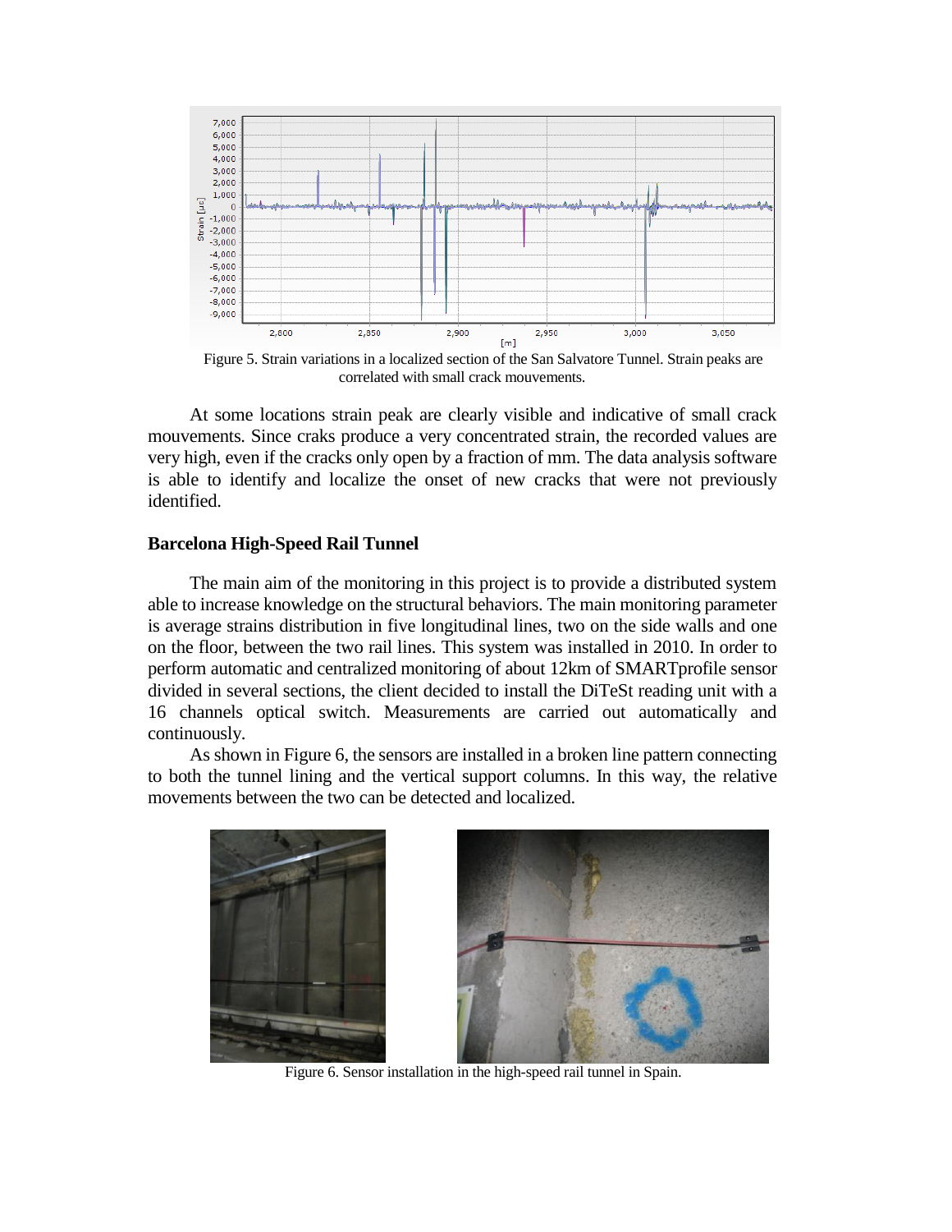Figure 5. Strain variations in a localized section of the San Salvatore Tunnel. Strain peaks are correlated with small crack mouvements.

At some locations strain peak are clearly visible and indicative of small crack mouvements. Since craks produce a very concentrated strain, the recorded values are very high, even if the cracks only open by a fraction of mm. The data analysis software is able to identify and localize the onset of new cracks that were not previously identified.

**Barcelona High-Speed Rail Tunnel**

The main aim of the monitoring in this project is to provide a distributed system able to increase knowledge on the structural behaviors. The main monitoring parameter is average strains distribution in five longitudinal lines, two on the side walls and one on the floor, between the two rail lines. This system was installed in 2010. In order to perform automatic and centralized monitoring of about 12km of SMARTprofile sensor divided in several sections, the client decided to install the DiTeSt reading unit with a 16 channels optical switch. Measurements are carried out automatically and continuously.

As shown in Figure 6, the sensors are installed in a broken line pattern connecting to both the tunnel lining and the vertical support columns. In this way, the relative movements between the two can be detected and localized.

Figure 6. Sensor installation in the high-speed rail tunnel in Spain.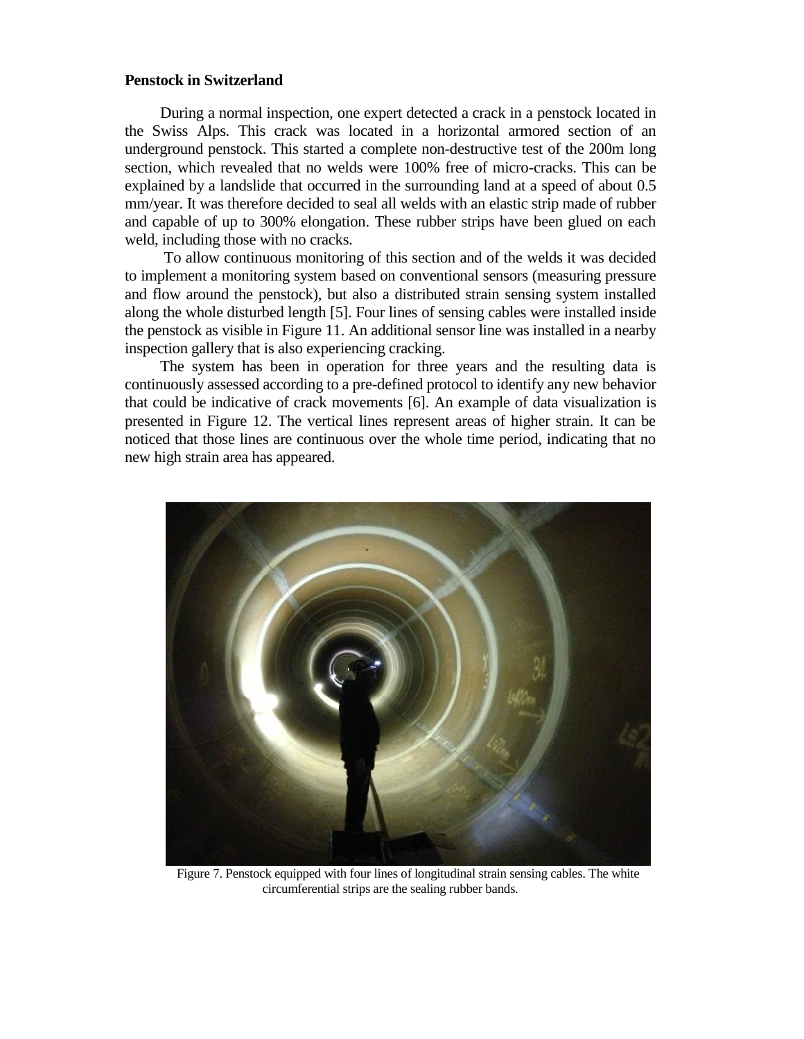**Penstock in Switzerland**

During a normal inspection, one expert detected a crack in a penstock located in the Swiss Alps. This crack was located in a horizontal armored section of an underground penstock. This started a complete non-destructive test of the 200m long section, which revealed that no welds were 100% free of micro-cracks. This can be explained by a landslide that occurred in the surrounding land at a speed of about 0.5 mm/year. It was therefore decided to seal all welds with an elastic strip made of rubber and capable of up to 300% elongation. These rubber strips have been glued on each weld, including those with no cracks.

To allow continuous monitoring of this section and of the welds it was decided to implement a monitoring system based on conventional sensors (measuring pressure and flow around the penstock), but also a distributed strain sensing system installed along the whole disturbed length [5]. Four lines of sensing cables were installed inside the penstock as visible in Figure 11. An additional sensor line was installed in a nearby inspection gallery that is also experiencing cracking.

The system has been in operation for three years and the resulting data is continuously assessed according to a pre-defined protocol to identify any new behavior that could be indicative of crack movements [6]. An example of data visualization is presented in Figure 12. The vertical lines represent areas of higher strain. It can be noticed that those lines are continuous over the whole time period, indicating that no new high strain area has appeared.

Figure 7. Penstock equipped with four lines of longitudinal strain sensing cables. The white circumferential strips are the sealing rubber bands.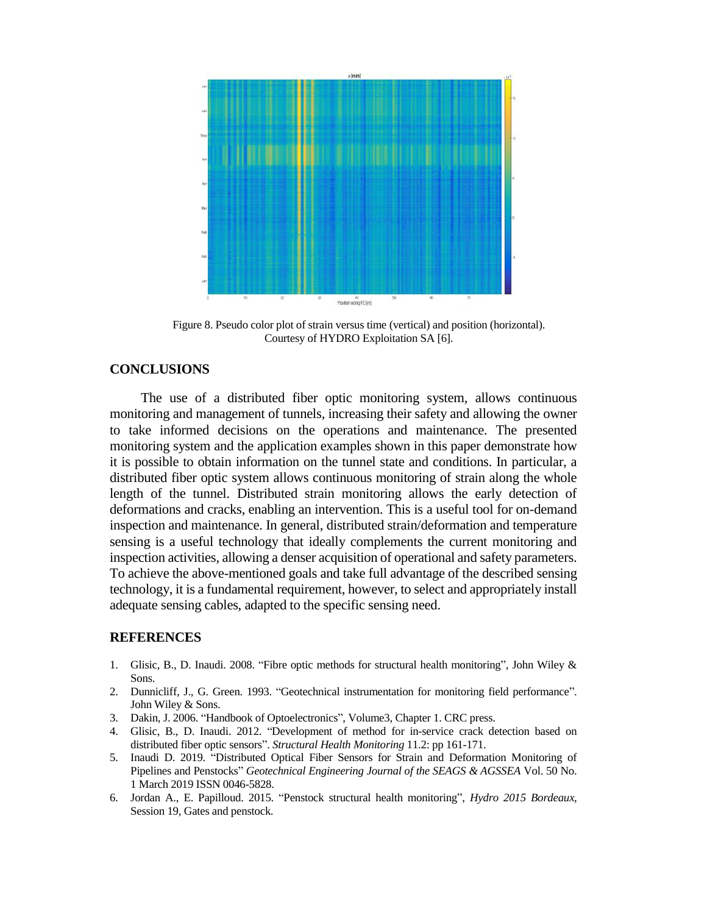ε [m/m]

×10⁻⁵

15

10

5

0

-5

Jun

Jun

May

Apr

Apr

Mar

Feb

Feb

Jan

0 10 20 30 40 50 60 70

Position along FC [m]

Figure 8. Pseudo color plot of strain versus time (vertical) and position (horizontal). Courtesy of HYDRO Exploitation SA [6].

## CONCLUSIONS

The use of a distributed fiber optic monitoring system, allows continuous monitoring and management of tunnels, increasing their safety and allowing the owner to take informed decisions on the operations and maintenance. The presented monitoring system and the application examples shown in this paper demonstrate how it is possible to obtain information on the tunnel state and conditions. In particular, a distributed fiber optic system allows continuous monitoring of strain along the whole length of the tunnel. Distributed strain monitoring allows the early detection of deformations and cracks, enabling an intervention. This is a useful tool for on-demand inspection and maintenance. In general, distributed strain/deformation and temperature sensing is a useful technology that ideally complements the current monitoring and inspection activities, allowing a denser acquisition of operational and safety parameters. To achieve the above-mentioned goals and take full advantage of the described sensing technology, it is a fundamental requirement, however, to select and appropriately install adequate sensing cables, adapted to the specific sensing need.

## REFERENCES

1. Glisic, B., D. Inaudi. 2008. "Fibre optic methods for structural health monitoring", John Wiley & Sons.
2. Dunnicliff, J., G. Green. 1993. "Geotechnical instrumentation for monitoring field performance". John Wiley & Sons.
3. Dakin, J. 2006. "Handbook of Optoelectronics", Volume3, Chapter 1. CRC press.
4. Glisic, B., D. Inaudi. 2012. "Development of method for in-service crack detection based on distributed fiber optic sensors". *Structural Health Monitoring* 11.2: pp 161-171.
5. Inaudi D. 2019. "Distributed Optical Fiber Sensors for Strain and Deformation Monitoring of Pipelines and Penstocks" *Geotechnical Engineering Journal of the SEAGS & AGSSEA* Vol. 50 No. 1 March 2019 ISSN 0046-5828.
6. Jordan A., E. Papilloud. 2015. "Penstock structural health monitoring", *Hydro 2015 Bordeaux*, Session 19, Gates and penstock.